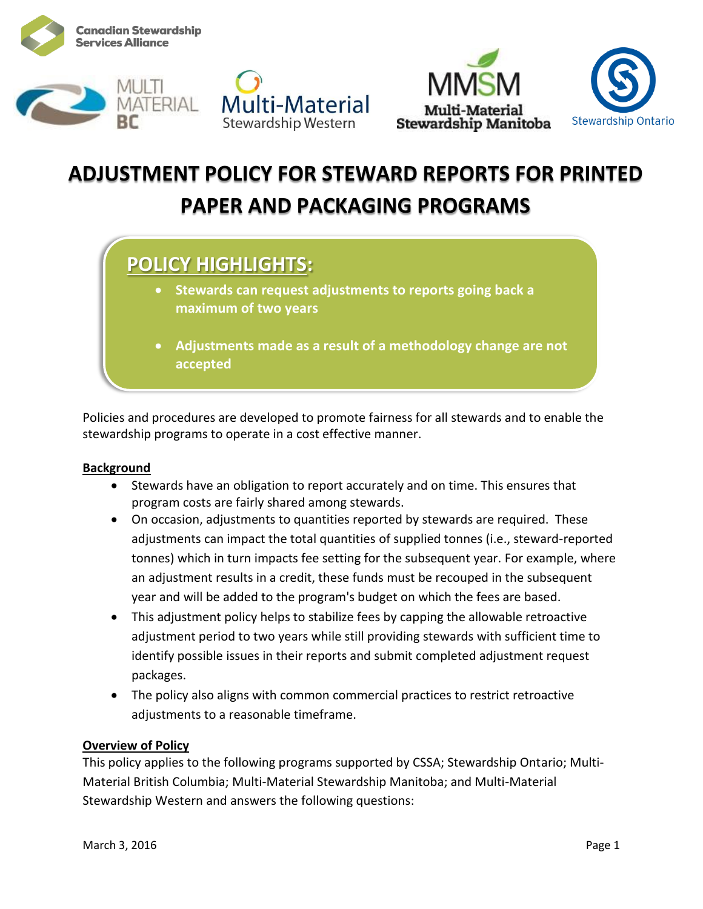Canadian Stewardship Services Alliance

MULTI MATERIAL BC

Multi-Material Stewardship Western

MMSM Multi-Material Stewardship Manitoba

Stewardship Ontario

# ADJUSTMENT POLICY FOR STEWARD REPORTS FOR PRINTED PAPER AND PACKAGING PROGRAMS

## POLICY HIGHLIGHTS:

- **Stewards can request adjustments to reports going back a maximum of two years**
- **Adjustments made as a result of a methodology change are not accepted**

Policies and procedures are developed to promote fairness for all stewards and to enable the stewardship programs to operate in a cost effective manner.

### Background

- Stewards have an obligation to report accurately and on time. This ensures that program costs are fairly shared among stewards.
- On occasion, adjustments to quantities reported by stewards are required. These adjustments can impact the total quantities of supplied tonnes (i.e., steward-reported tonnes) which in turn impacts fee setting for the subsequent year. For example, where an adjustment results in a credit, these funds must be recouped in the subsequent year and will be added to the program's budget on which the fees are based.
- This adjustment policy helps to stabilize fees by capping the allowable retroactive adjustment period to two years while still providing stewards with sufficient time to identify possible issues in their reports and submit completed adjustment request packages.
- The policy also aligns with common commercial practices to restrict retroactive adjustments to a reasonable timeframe.

### Overview of Policy

This policy applies to the following programs supported by CSSA; Stewardship Ontario; Multi-Material British Columbia; Multi-Material Stewardship Manitoba; and Multi-Material Stewardship Western and answers the following questions:

March 3, 2016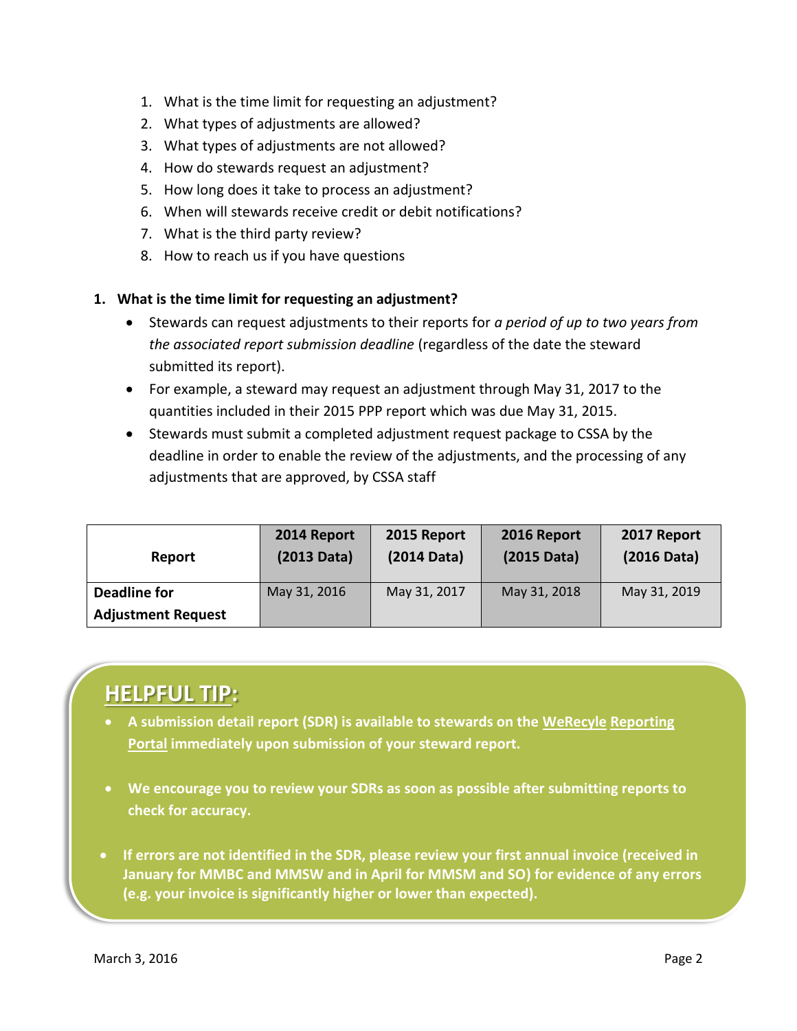1. What is the time limit for requesting an adjustment?
2. What types of adjustments are allowed?
3. What types of adjustments are not allowed?
4. How do stewards request an adjustment?
5. How long does it take to process an adjustment?
6. When will stewards receive credit or debit notifications?
7. What is the third party review?
8. How to reach us if you have questions

## 1. What is the time limit for requesting an adjustment?

- Stewards can request adjustments to their reports for *a period of up to two years from the associated report submission deadline* (regardless of the date the steward submitted its report).
- For example, a steward may request an adjustment through May 31, 2017 to the quantities included in their 2015 PPP report which was due May 31, 2015.
- Stewards must submit a completed adjustment request package to CSSA by the deadline in order to enable the review of the adjustments, and the processing of any adjustments that are approved, by CSSA staff

| Report | 2014 Report (2013 Data) | 2015 Report (2014 Data) | 2016 Report (2015 Data) | 2017 Report (2016 Data) |
|---|---|---|---|---|
| **Deadline for Adjustment Request** | May 31, 2016 | May 31, 2017 | May 31, 2018 | May 31, 2019 |

## HELPFUL TIP:

- **A submission detail report (SDR) is available to stewards on the WeRecyle Reporting Portal immediately upon submission of your steward report.**
- **We encourage you to review your SDRs as soon as possible after submitting reports to check for accuracy.**
- **If errors are not identified in the SDR, please review your first annual invoice (received in January for MMBC and MMSW and in April for MMSM and SO) for evidence of any errors (e.g. your invoice is significantly higher or lower than expected).**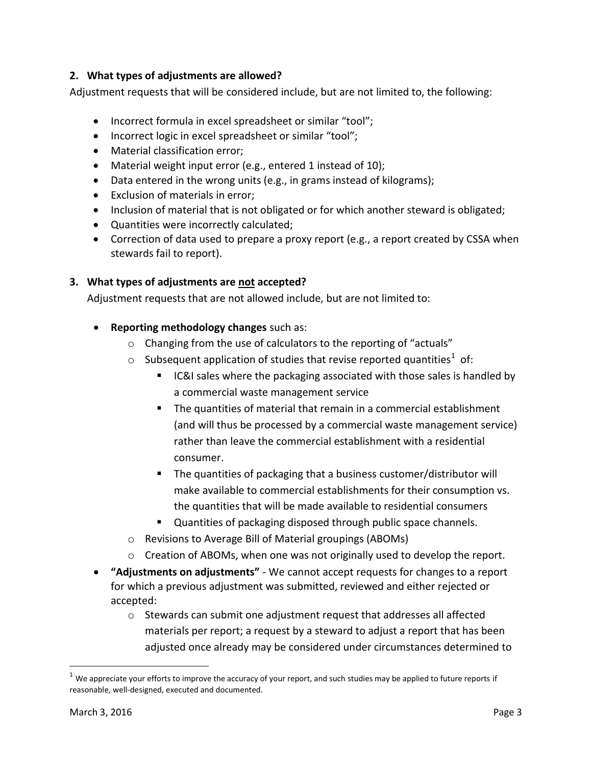**2. What types of adjustments are allowed?**

Adjustment requests that will be considered include, but are not limited to, the following:

- Incorrect formula in excel spreadsheet or similar "tool";
- Incorrect logic in excel spreadsheet or similar "tool";
- Material classification error;
- Material weight input error (e.g., entered 1 instead of 10);
- Data entered in the wrong units (e.g., in grams instead of kilograms);
- Exclusion of materials in error;
- Inclusion of material that is not obligated or for which another steward is obligated;
- Quantities were incorrectly calculated;
- Correction of data used to prepare a proxy report (e.g., a report created by CSSA when stewards fail to report).

**3. What types of adjustments are <u>not</u> accepted?**

Adjustment requests that are not allowed include, but are not limited to:

- **Reporting methodology changes** such as:
  - Changing from the use of calculators to the reporting of "actuals"
  - Subsequent application of studies that revise reported quantities[1] of:
    - IC&I sales where the packaging associated with those sales is handled by a commercial waste management service
    - The quantities of material that remain in a commercial establishment (and will thus be processed by a commercial waste management service) rather than leave the commercial establishment with a residential consumer.
    - The quantities of packaging that a business customer/distributor will make available to commercial establishments for their consumption vs. the quantities that will be made available to residential consumers
    - Quantities of packaging disposed through public space channels.
  - Revisions to Average Bill of Material groupings (ABOMs)
  - Creation of ABOMs, when one was not originally used to develop the report.
- **"Adjustments on adjustments"** - We cannot accept requests for changes to a report for which a previous adjustment was submitted, reviewed and either rejected or accepted:
  - Stewards can submit one adjustment request that addresses all affected materials per report; a request by a steward to adjust a report that has been adjusted once already may be considered under circumstances determined to

---

[1] We appreciate your efforts to improve the accuracy of your report, and such studies may be applied to future reports if reasonable, well-designed, executed and documented.

March 3, 2016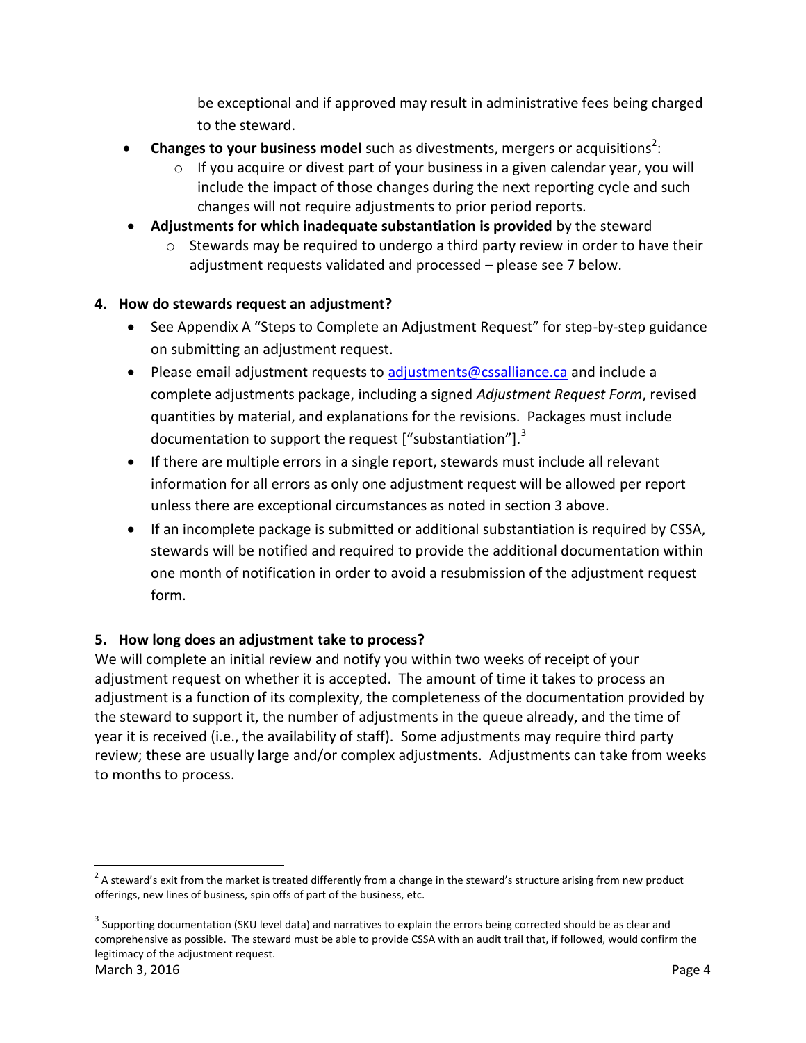be exceptional and if approved may result in administrative fees being charged to the steward.

- **Changes to your business model** such as divestments, mergers or acquisitions[2]:
    - If you acquire or divest part of your business in a given calendar year, you will include the impact of those changes during the next reporting cycle and such changes will not require adjustments to prior period reports.
- **Adjustments for which inadequate substantiation is provided** by the steward
    - Stewards may be required to undergo a third party review in order to have their adjustment requests validated and processed – please see 7 below.

**4. How do stewards request an adjustment?**

- See Appendix A "Steps to Complete an Adjustment Request" for step-by-step guidance on submitting an adjustment request.
- Please email adjustment requests to adjustments@cssalliance.ca and include a complete adjustments package, including a signed *Adjustment Request Form*, revised quantities by material, and explanations for the revisions. Packages must include documentation to support the request ["substantiation"].[3]
- If there are multiple errors in a single report, stewards must include all relevant information for all errors as only one adjustment request will be allowed per report unless there are exceptional circumstances as noted in section 3 above.
- If an incomplete package is submitted or additional substantiation is required by CSSA, stewards will be notified and required to provide the additional documentation within one month of notification in order to avoid a resubmission of the adjustment request form.

**5. How long does an adjustment take to process?**

We will complete an initial review and notify you within two weeks of receipt of your adjustment request on whether it is accepted. The amount of time it takes to process an adjustment is a function of its complexity, the completeness of the documentation provided by the steward to support it, the number of adjustments in the queue already, and the time of year it is received (i.e., the availability of staff). Some adjustments may require third party review; these are usually large and/or complex adjustments. Adjustments can take from weeks to months to process.

---

[2] A steward's exit from the market is treated differently from a change in the steward's structure arising from new product offerings, new lines of business, spin offs of part of the business, etc.

[3] Supporting documentation (SKU level data) and narratives to explain the errors being corrected should be as clear and comprehensive as possible. The steward must be able to provide CSSA with an audit trail that, if followed, would confirm the legitimacy of the adjustment request.

March 3, 2016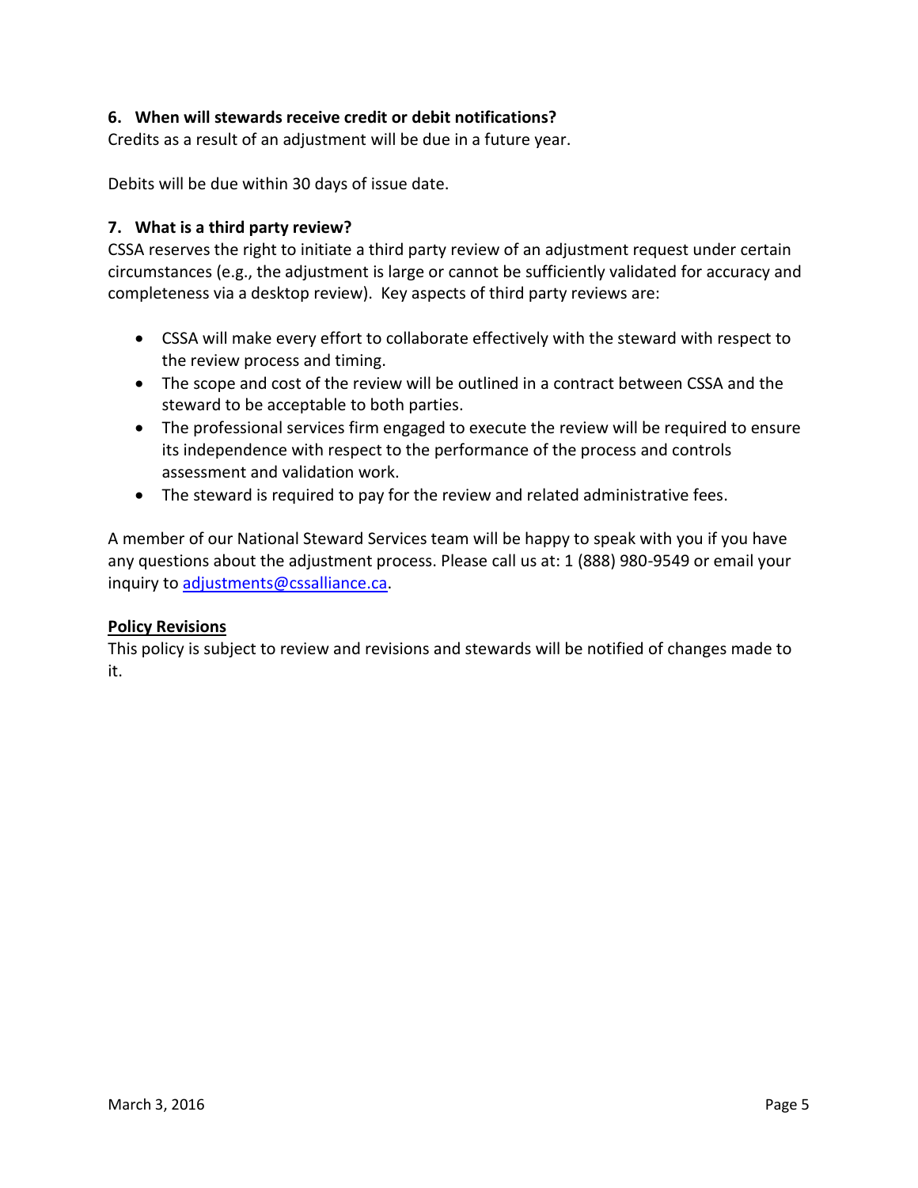### 6. When will stewards receive credit or debit notifications?

Credits as a result of an adjustment will be due in a future year.

Debits will be due within 30 days of issue date.

### 7. What is a third party review?

CSSA reserves the right to initiate a third party review of an adjustment request under certain circumstances (e.g., the adjustment is large or cannot be sufficiently validated for accuracy and completeness via a desktop review). Key aspects of third party reviews are:

- CSSA will make every effort to collaborate effectively with the steward with respect to the review process and timing.
- The scope and cost of the review will be outlined in a contract between CSSA and the steward to be acceptable to both parties.
- The professional services firm engaged to execute the review will be required to ensure its independence with respect to the performance of the process and controls assessment and validation work.
- The steward is required to pay for the review and related administrative fees.

A member of our National Steward Services team will be happy to speak with you if you have any questions about the adjustment process. Please call us at: 1 (888) 980-9549 or email your inquiry to adjustments@cssalliance.ca.

**Policy Revisions**

This policy is subject to review and revisions and stewards will be notified of changes made to it.

March 3, 2016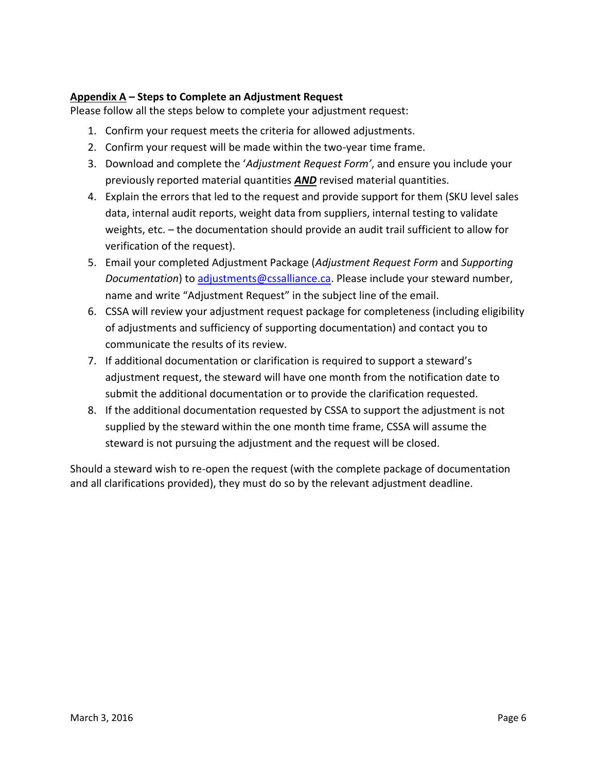**<u>Appendix A</u> – Steps to Complete an Adjustment Request**

Please follow all the steps below to complete your adjustment request:

1. Confirm your request meets the criteria for allowed adjustments.
2. Confirm your request will be made within the two-year time frame.
3. Download and complete the '*Adjustment Request Form'*, and ensure you include your previously reported material quantities ***<u>AND</u>*** revised material quantities.
4. Explain the errors that led to the request and provide support for them (SKU level sales data, internal audit reports, weight data from suppliers, internal testing to validate weights, etc. – the documentation should provide an audit trail sufficient to allow for verification of the request).
5. Email your completed Adjustment Package (*Adjustment Request Form* and *Supporting Documentation*) to adjustments@cssalliance.ca. Please include your steward number, name and write "Adjustment Request" in the subject line of the email.
6. CSSA will review your adjustment request package for completeness (including eligibility of adjustments and sufficiency of supporting documentation) and contact you to communicate the results of its review.
7. If additional documentation or clarification is required to support a steward's adjustment request, the steward will have one month from the notification date to submit the additional documentation or to provide the clarification requested.
8. If the additional documentation requested by CSSA to support the adjustment is not supplied by the steward within the one month time frame, CSSA will assume the steward is not pursuing the adjustment and the request will be closed.

Should a steward wish to re-open the request (with the complete package of documentation and all clarifications provided), they must do so by the relevant adjustment deadline.